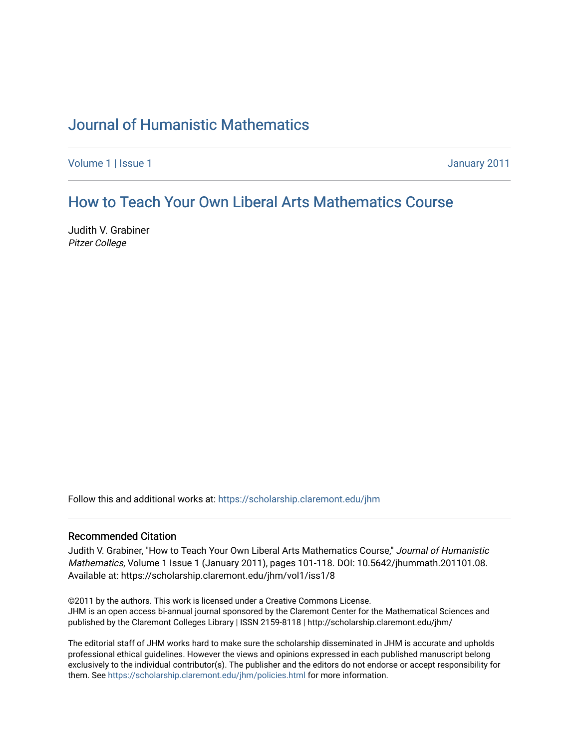# Journal of Humanistic Mathematics

Volume 1 | Issue 1 January 2011

## How to Teach Your Own Liberal Arts Mathematics Course

Judith V. Grabiner
*Pitzer College*

Follow this and additional works at: https://scholarship.claremont.edu/jhm

### Recommended Citation

Judith V. Grabiner, "How to Teach Your Own Liberal Arts Mathematics Course," *Journal of Humanistic Mathematics*, Volume 1 Issue 1 (January 2011), pages 101-118. DOI: 10.5642/jhummath.201101.08. Available at: https://scholarship.claremont.edu/jhm/vol1/iss1/8

©2011 by the authors. This work is licensed under a Creative Commons License.
JHM is an open access bi-annual journal sponsored by the Claremont Center for the Mathematical Sciences and published by the Claremont Colleges Library | ISSN 2159-8118 | http://scholarship.claremont.edu/jhm/

The editorial staff of JHM works hard to make sure the scholarship disseminated in JHM is accurate and upholds professional ethical guidelines. However the views and opinions expressed in each published manuscript belong exclusively to the individual contributor(s). The publisher and the editors do not endorse or accept responsibility for them. See https://scholarship.claremont.edu/jhm/policies.html for more information.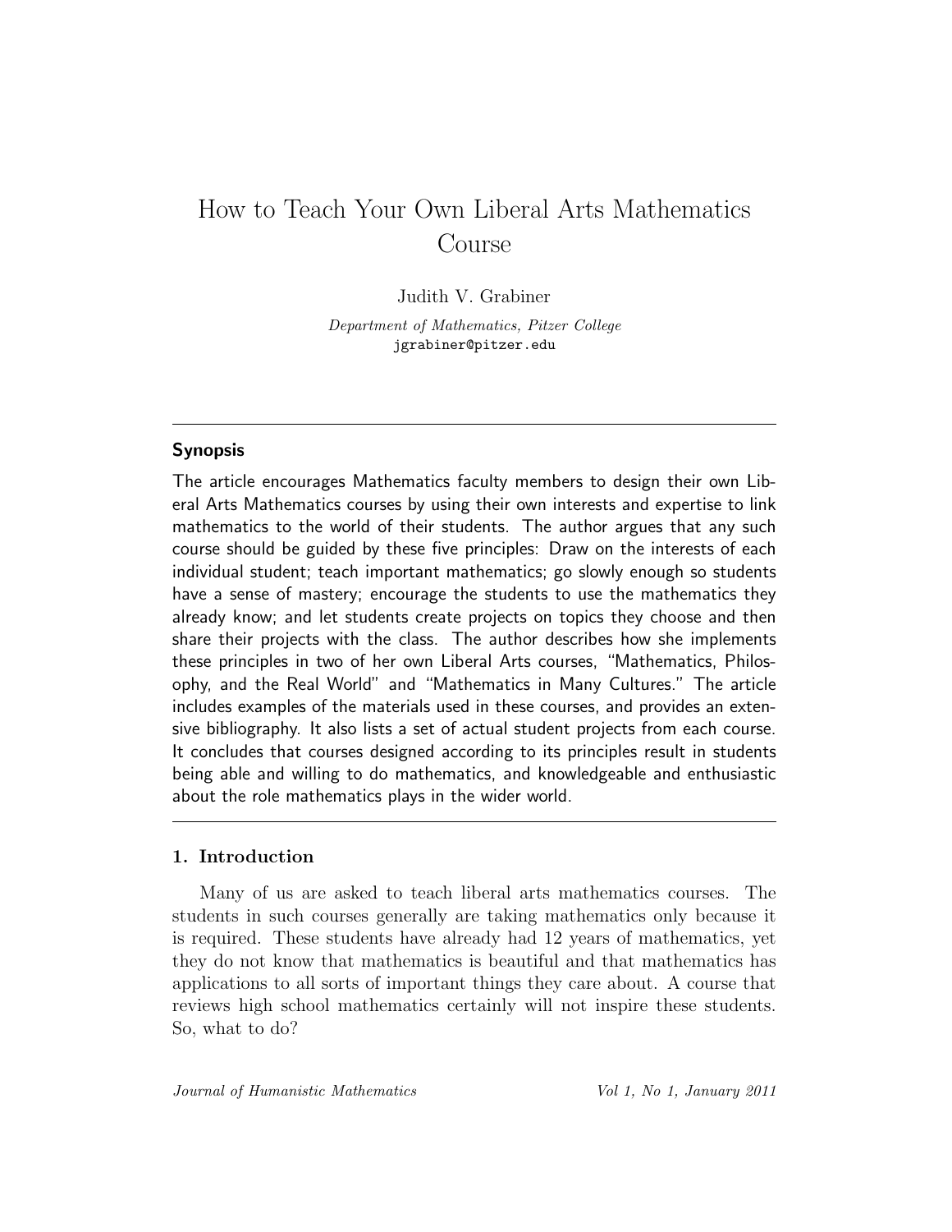# How to Teach Your Own Liberal Arts Mathematics Course

Judith V. Grabiner

*Department of Mathematics, Pitzer College*
jgrabiner@pitzer.edu

---

### Synopsis

The article encourages Mathematics faculty members to design their own Liberal Arts Mathematics courses by using their own interests and expertise to link mathematics to the world of their students. The author argues that any such course should be guided by these five principles: Draw on the interests of each individual student; teach important mathematics; go slowly enough so students have a sense of mastery; encourage the students to use the mathematics they already know; and let students create projects on topics they choose and then share their projects with the class. The author describes how she implements these principles in two of her own Liberal Arts courses, "Mathematics, Philosophy, and the Real World" and "Mathematics in Many Cultures." The article includes examples of the materials used in these courses, and provides an extensive bibliography. It also lists a set of actual student projects from each course. It concludes that courses designed according to its principles result in students being able and willing to do mathematics, and knowledgeable and enthusiastic about the role mathematics plays in the wider world.

---

## 1. Introduction

Many of us are asked to teach liberal arts mathematics courses. The students in such courses generally are taking mathematics only because it is required. These students have already had 12 years of mathematics, yet they do not know that mathematics is beautiful and that mathematics has applications to all sorts of important things they care about. A course that reviews high school mathematics certainly will not inspire these students. So, what to do?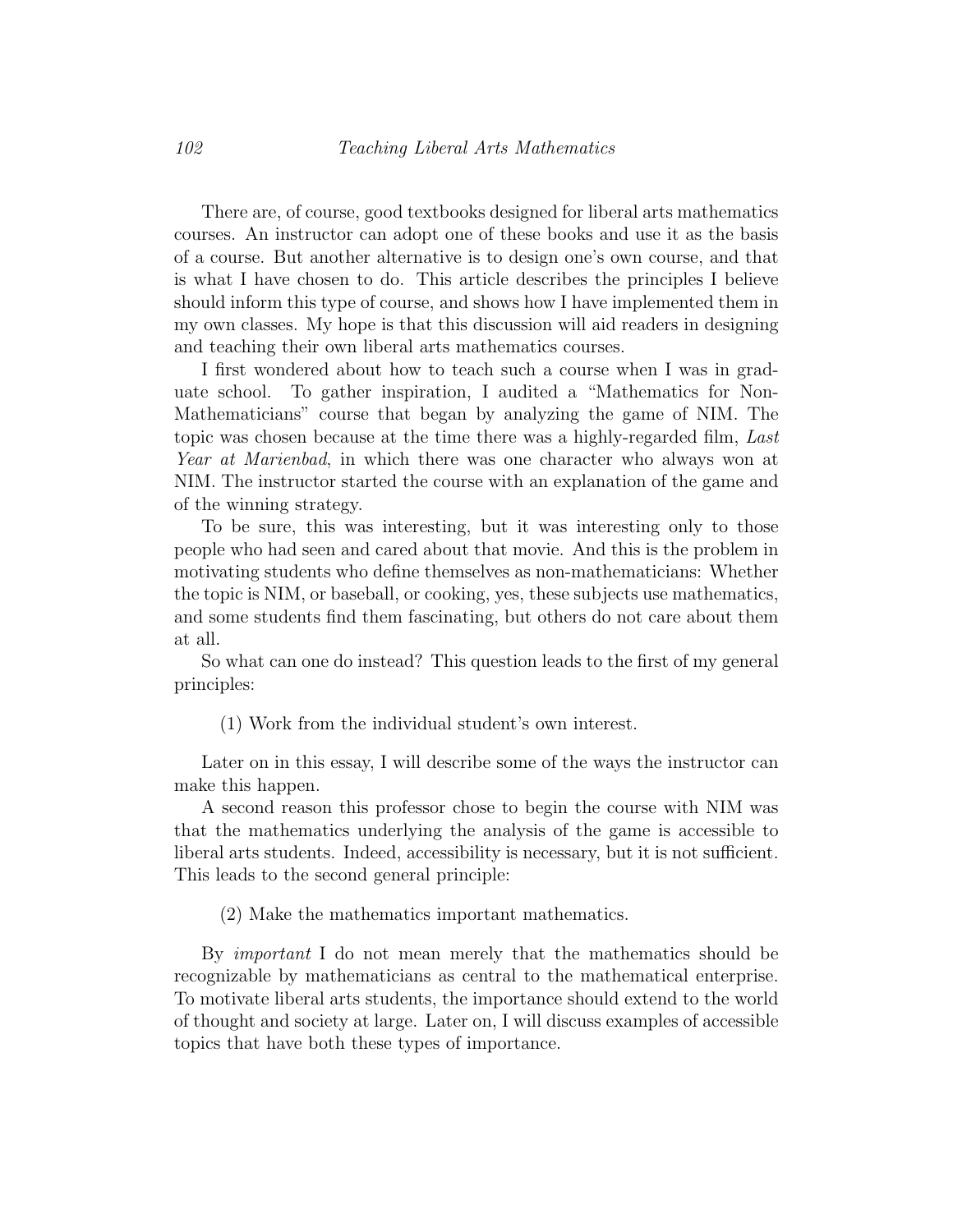There are, of course, good textbooks designed for liberal arts mathematics courses. An instructor can adopt one of these books and use it as the basis of a course. But another alternative is to design one's own course, and that is what I have chosen to do. This article describes the principles I believe should inform this type of course, and shows how I have implemented them in my own classes. My hope is that this discussion will aid readers in designing and teaching their own liberal arts mathematics courses.

I first wondered about how to teach such a course when I was in graduate school. To gather inspiration, I audited a "Mathematics for Non-Mathematicians" course that began by analyzing the game of NIM. The topic was chosen because at the time there was a highly-regarded film, *Last Year at Marienbad*, in which there was one character who always won at NIM. The instructor started the course with an explanation of the game and of the winning strategy.

To be sure, this was interesting, but it was interesting only to those people who had seen and cared about that movie. And this is the problem in motivating students who define themselves as non-mathematicians: Whether the topic is NIM, or baseball, or cooking, yes, these subjects use mathematics, and some students find them fascinating, but others do not care about them at all.

So what can one do instead? This question leads to the first of my general principles:

(1) Work from the individual student's own interest.

Later on in this essay, I will describe some of the ways the instructor can make this happen.

A second reason this professor chose to begin the course with NIM was that the mathematics underlying the analysis of the game is accessible to liberal arts students. Indeed, accessibility is necessary, but it is not sufficient. This leads to the second general principle:

(2) Make the mathematics important mathematics.

By *important* I do not mean merely that the mathematics should be recognizable by mathematicians as central to the mathematical enterprise. To motivate liberal arts students, the importance should extend to the world of thought and society at large. Later on, I will discuss examples of accessible topics that have both these types of importance.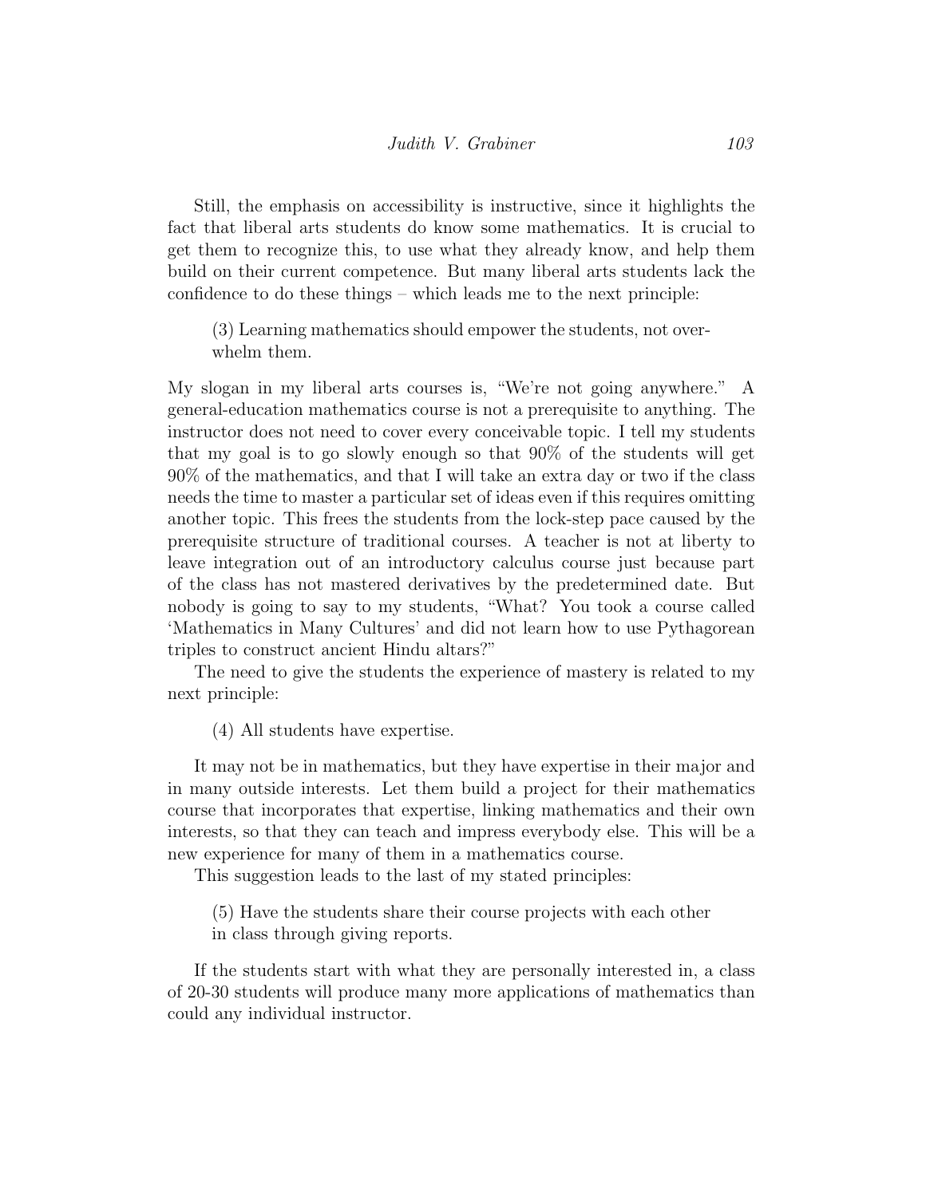Still, the emphasis on accessibility is instructive, since it highlights the fact that liberal arts students do know some mathematics. It is crucial to get them to recognize this, to use what they already know, and help them build on their current competence. But many liberal arts students lack the confidence to do these things – which leads me to the next principle:

> (3) Learning mathematics should empower the students, not overwhelm them.

My slogan in my liberal arts courses is, "We're not going anywhere." A general-education mathematics course is not a prerequisite to anything. The instructor does not need to cover every conceivable topic. I tell my students that my goal is to go slowly enough so that 90% of the students will get 90% of the mathematics, and that I will take an extra day or two if the class needs the time to master a particular set of ideas even if this requires omitting another topic. This frees the students from the lock-step pace caused by the prerequisite structure of traditional courses. A teacher is not at liberty to leave integration out of an introductory calculus course just because part of the class has not mastered derivatives by the predetermined date. But nobody is going to say to my students, "What? You took a course called 'Mathematics in Many Cultures' and did not learn how to use Pythagorean triples to construct ancient Hindu altars?"

The need to give the students the experience of mastery is related to my next principle:

> (4) All students have expertise.

It may not be in mathematics, but they have expertise in their major and in many outside interests. Let them build a project for their mathematics course that incorporates that expertise, linking mathematics and their own interests, so that they can teach and impress everybody else. This will be a new experience for many of them in a mathematics course.

This suggestion leads to the last of my stated principles:

> (5) Have the students share their course projects with each other in class through giving reports.

If the students start with what they are personally interested in, a class of 20-30 students will produce many more applications of mathematics than could any individual instructor.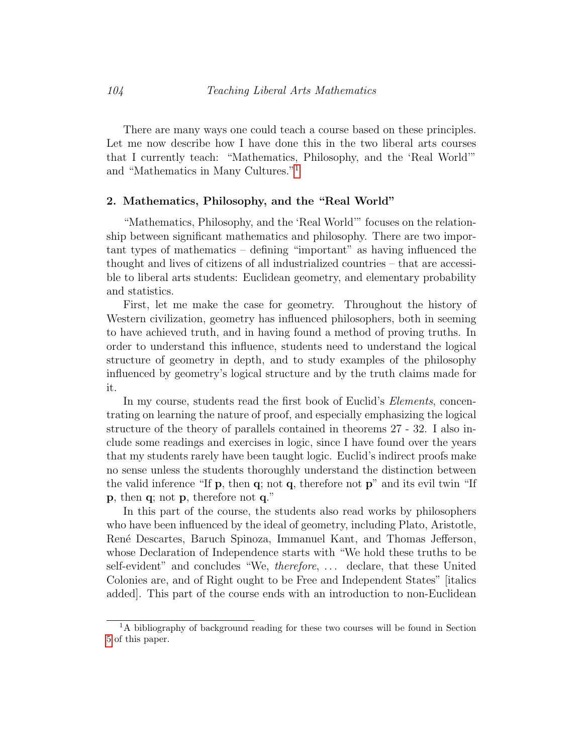There are many ways one could teach a course based on these principles. Let me now describe how I have done this in the two liberal arts courses that I currently teach: "Mathematics, Philosophy, and the 'Real World'" and "Mathematics in Many Cultures."[1]

## 2. Mathematics, Philosophy, and the "Real World"

"Mathematics, Philosophy, and the 'Real World'" focuses on the relationship between significant mathematics and philosophy. There are two important types of mathematics – defining "important" as having influenced the thought and lives of citizens of all industrialized countries – that are accessible to liberal arts students: Euclidean geometry, and elementary probability and statistics.

First, let me make the case for geometry. Throughout the history of Western civilization, geometry has influenced philosophers, both in seeming to have achieved truth, and in having found a method of proving truths. In order to understand this influence, students need to understand the logical structure of geometry in depth, and to study examples of the philosophy influenced by geometry's logical structure and by the truth claims made for it.

In my course, students read the first book of Euclid's *Elements*, concentrating on learning the nature of proof, and especially emphasizing the logical structure of the theory of parallels contained in theorems 27 - 32. I also include some readings and exercises in logic, since I have found over the years that my students rarely have been taught logic. Euclid's indirect proofs make no sense unless the students thoroughly understand the distinction between the valid inference "If **p**, then **q**; not **q**, therefore not **p**" and its evil twin "If **p**, then **q**; not **p**, therefore not **q**."

In this part of the course, the students also read works by philosophers who have been influenced by the ideal of geometry, including Plato, Aristotle, René Descartes, Baruch Spinoza, Immanuel Kant, and Thomas Jefferson, whose Declaration of Independence starts with "We hold these truths to be self-evident" and concludes "We, *therefore*, ... declare, that these United Colonies are, and of Right ought to be Free and Independent States" [italics added]. This part of the course ends with an introduction to non-Euclidean

[1] A bibliography of background reading for these two courses will be found in Section 5 of this paper.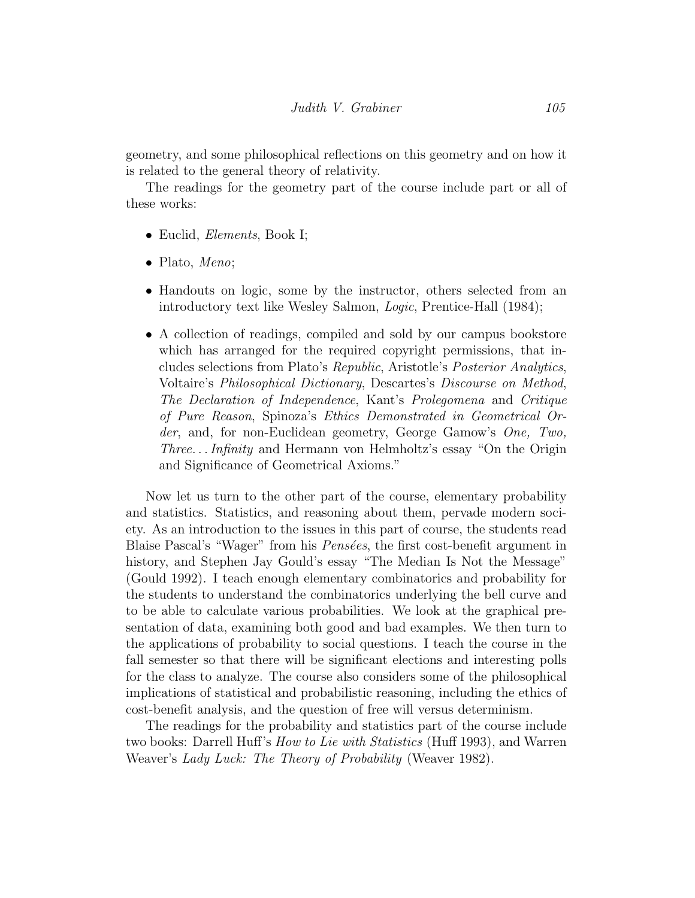geometry, and some philosophical reflections on this geometry and on how it is related to the general theory of relativity.

The readings for the geometry part of the course include part or all of these works:

- Euclid, *Elements*, Book I;
- Plato, *Meno*;
- Handouts on logic, some by the instructor, others selected from an introductory text like Wesley Salmon, *Logic*, Prentice-Hall (1984);
- A collection of readings, compiled and sold by our campus bookstore which has arranged for the required copyright permissions, that includes selections from Plato's *Republic*, Aristotle's *Posterior Analytics*, Voltaire's *Philosophical Dictionary*, Descartes's *Discourse on Method*, *The Declaration of Independence*, Kant's *Prolegomena* and *Critique of Pure Reason*, Spinoza's *Ethics Demonstrated in Geometrical Order*, and, for non-Euclidean geometry, George Gamow's *One, Two, Three... Infinity* and Hermann von Helmholtz's essay "On the Origin and Significance of Geometrical Axioms."

Now let us turn to the other part of the course, elementary probability and statistics. Statistics, and reasoning about them, pervade modern society. As an introduction to the issues in this part of course, the students read Blaise Pascal's "Wager" from his *Pensées*, the first cost-benefit argument in history, and Stephen Jay Gould's essay "The Median Is Not the Message" (Gould 1992). I teach enough elementary combinatorics and probability for the students to understand the combinatorics underlying the bell curve and to be able to calculate various probabilities. We look at the graphical presentation of data, examining both good and bad examples. We then turn to the applications of probability to social questions. I teach the course in the fall semester so that there will be significant elections and interesting polls for the class to analyze. The course also considers some of the philosophical implications of statistical and probabilistic reasoning, including the ethics of cost-benefit analysis, and the question of free will versus determinism.

The readings for the probability and statistics part of the course include two books: Darrell Huff's *How to Lie with Statistics* (Huff 1993), and Warren Weaver's *Lady Luck: The Theory of Probability* (Weaver 1982).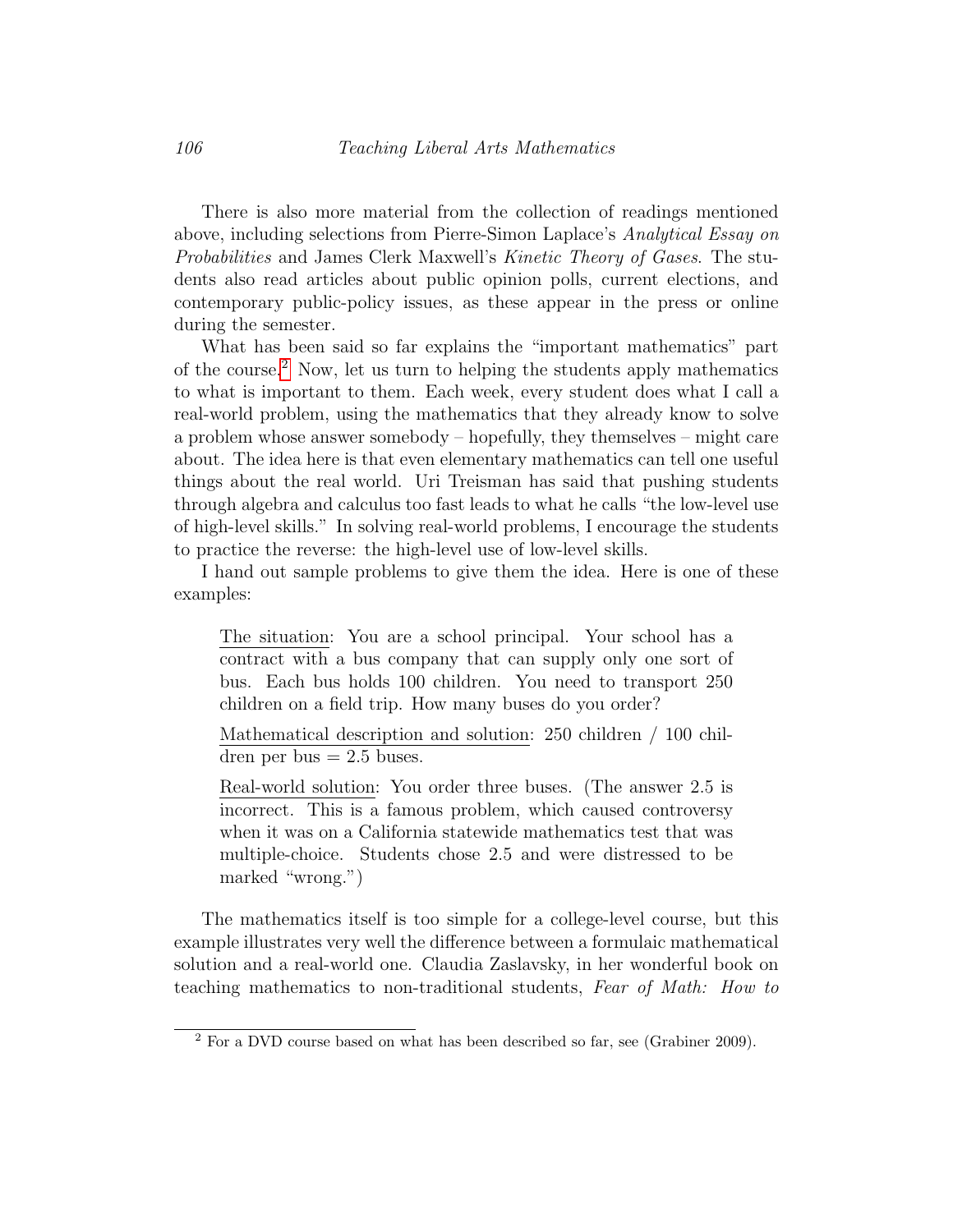There is also more material from the collection of readings mentioned above, including selections from Pierre-Simon Laplace's *Analytical Essay on Probabilities* and James Clerk Maxwell's *Kinetic Theory of Gases*. The students also read articles about public opinion polls, current elections, and contemporary public-policy issues, as these appear in the press or online during the semester.

What has been said so far explains the "important mathematics" part of the course.[2] Now, let us turn to helping the students apply mathematics to what is important to them. Each week, every student does what I call a real-world problem, using the mathematics that they already know to solve a problem whose answer somebody – hopefully, they themselves – might care about. The idea here is that even elementary mathematics can tell one useful things about the real world. Uri Treisman has said that pushing students through algebra and calculus too fast leads to what he calls "the low-level use of high-level skills." In solving real-world problems, I encourage the students to practice the reverse: the high-level use of low-level skills.

I hand out sample problems to give them the idea. Here is one of these examples:

> <u>The situation</u>: You are a school principal. Your school has a contract with a bus company that can supply only one sort of bus. Each bus holds 100 children. You need to transport 250 children on a field trip. How many buses do you order?
>
> <u>Mathematical description and solution</u>: 250 children / 100 children per bus = 2.5 buses.
>
> <u>Real-world solution</u>: You order three buses. (The answer 2.5 is incorrect. This is a famous problem, which caused controversy when it was on a California statewide mathematics test that was multiple-choice. Students chose 2.5 and were distressed to be marked "wrong.")

The mathematics itself is too simple for a college-level course, but this example illustrates very well the difference between a formulaic mathematical solution and a real-world one. Claudia Zaslavsky, in her wonderful book on teaching mathematics to non-traditional students, *Fear of Math: How to*

[2] For a DVD course based on what has been described so far, see (Grabiner 2009).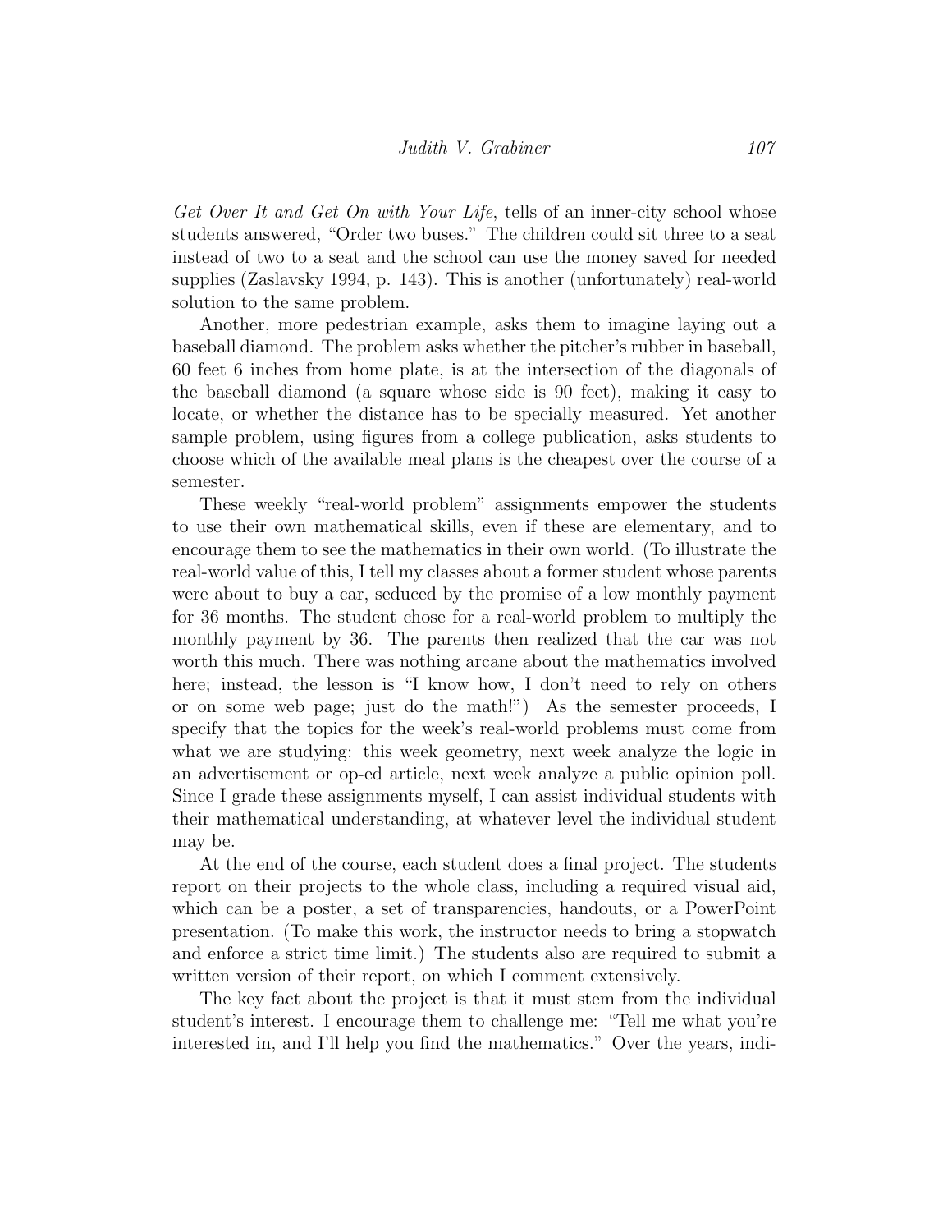*Get Over It and Get On with Your Life*, tells of an inner-city school whose students answered, "Order two buses." The children could sit three to a seat instead of two to a seat and the school can use the money saved for needed supplies (Zaslavsky 1994, p. 143). This is another (unfortunately) real-world solution to the same problem.

Another, more pedestrian example, asks them to imagine laying out a baseball diamond. The problem asks whether the pitcher's rubber in baseball, 60 feet 6 inches from home plate, is at the intersection of the diagonals of the baseball diamond (a square whose side is 90 feet), making it easy to locate, or whether the distance has to be specially measured. Yet another sample problem, using figures from a college publication, asks students to choose which of the available meal plans is the cheapest over the course of a semester.

These weekly "real-world problem" assignments empower the students to use their own mathematical skills, even if these are elementary, and to encourage them to see the mathematics in their own world. (To illustrate the real-world value of this, I tell my classes about a former student whose parents were about to buy a car, seduced by the promise of a low monthly payment for 36 months. The student chose for a real-world problem to multiply the monthly payment by 36. The parents then realized that the car was not worth this much. There was nothing arcane about the mathematics involved here; instead, the lesson is "I know how, I don't need to rely on others or on some web page; just do the math!") As the semester proceeds, I specify that the topics for the week's real-world problems must come from what we are studying: this week geometry, next week analyze the logic in an advertisement or op-ed article, next week analyze a public opinion poll. Since I grade these assignments myself, I can assist individual students with their mathematical understanding, at whatever level the individual student may be.

At the end of the course, each student does a final project. The students report on their projects to the whole class, including a required visual aid, which can be a poster, a set of transparencies, handouts, or a PowerPoint presentation. (To make this work, the instructor needs to bring a stopwatch and enforce a strict time limit.) The students also are required to submit a written version of their report, on which I comment extensively.

The key fact about the project is that it must stem from the individual student's interest. I encourage them to challenge me: "Tell me what you're interested in, and I'll help you find the mathematics." Over the years, indi-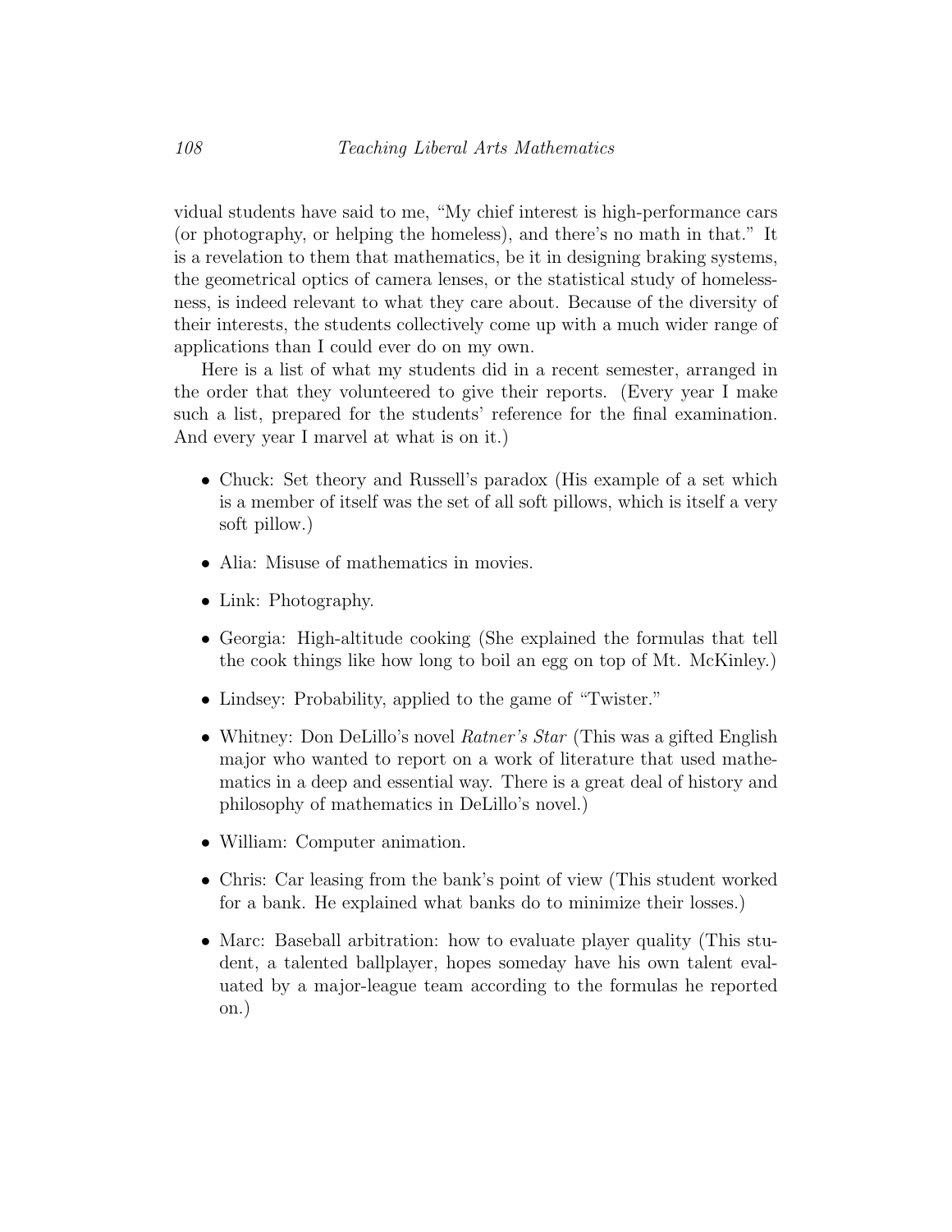vidual students have said to me, "My chief interest is high-performance cars (or photography, or helping the homeless), and there's no math in that." It is a revelation to them that mathematics, be it in designing braking systems, the geometrical optics of camera lenses, or the statistical study of homelessness, is indeed relevant to what they care about. Because of the diversity of their interests, the students collectively come up with a much wider range of applications than I could ever do on my own.

Here is a list of what my students did in a recent semester, arranged in the order that they volunteered to give their reports. (Every year I make such a list, prepared for the students' reference for the final examination. And every year I marvel at what is on it.)

- Chuck: Set theory and Russell's paradox (His example of a set which is a member of itself was the set of all soft pillows, which is itself a very soft pillow.)
- Alia: Misuse of mathematics in movies.
- Link: Photography.
- Georgia: High-altitude cooking (She explained the formulas that tell the cook things like how long to boil an egg on top of Mt. McKinley.)
- Lindsey: Probability, applied to the game of "Twister."
- Whitney: Don DeLillo's novel *Ratner's Star* (This was a gifted English major who wanted to report on a work of literature that used mathematics in a deep and essential way. There is a great deal of history and philosophy of mathematics in DeLillo's novel.)
- William: Computer animation.
- Chris: Car leasing from the bank's point of view (This student worked for a bank. He explained what banks do to minimize their losses.)
- Marc: Baseball arbitration: how to evaluate player quality (This student, a talented ballplayer, hopes someday have his own talent evaluated by a major-league team according to the formulas he reported on.)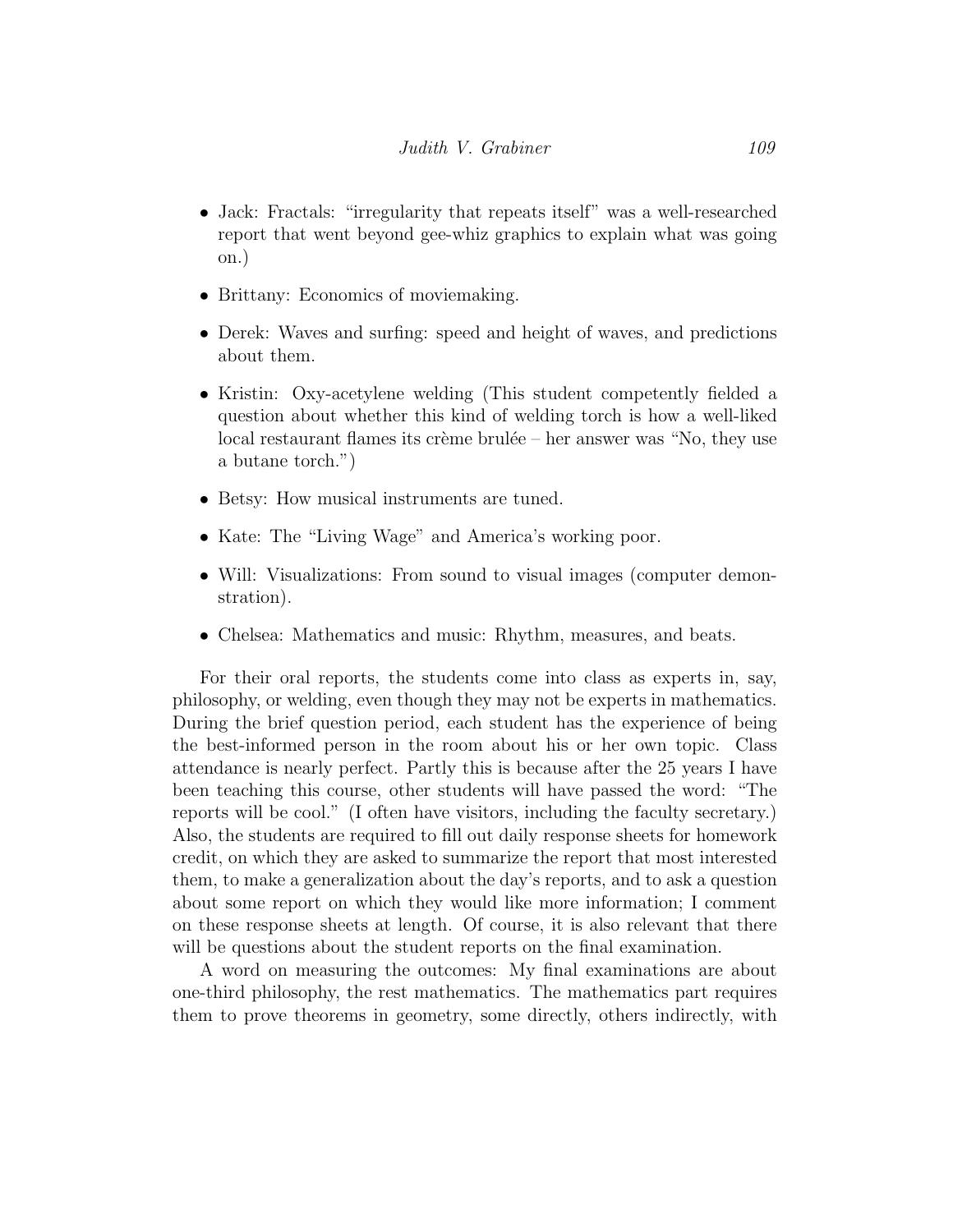- Jack: Fractals: "irregularity that repeats itself" was a well-researched report that went beyond gee-whiz graphics to explain what was going on.)
- Brittany: Economics of moviemaking.
- Derek: Waves and surfing: speed and height of waves, and predictions about them.
- Kristin: Oxy-acetylene welding (This student competently fielded a question about whether this kind of welding torch is how a well-liked local restaurant flames its crème brulée – her answer was "No, they use a butane torch.")
- Betsy: How musical instruments are tuned.
- Kate: The "Living Wage" and America's working poor.
- Will: Visualizations: From sound to visual images (computer demonstration).
- Chelsea: Mathematics and music: Rhythm, measures, and beats.

For their oral reports, the students come into class as experts in, say, philosophy, or welding, even though they may not be experts in mathematics. During the brief question period, each student has the experience of being the best-informed person in the room about his or her own topic. Class attendance is nearly perfect. Partly this is because after the 25 years I have been teaching this course, other students will have passed the word: "The reports will be cool." (I often have visitors, including the faculty secretary.) Also, the students are required to fill out daily response sheets for homework credit, on which they are asked to summarize the report that most interested them, to make a generalization about the day's reports, and to ask a question about some report on which they would like more information; I comment on these response sheets at length. Of course, it is also relevant that there will be questions about the student reports on the final examination.

A word on measuring the outcomes: My final examinations are about one-third philosophy, the rest mathematics. The mathematics part requires them to prove theorems in geometry, some directly, others indirectly, with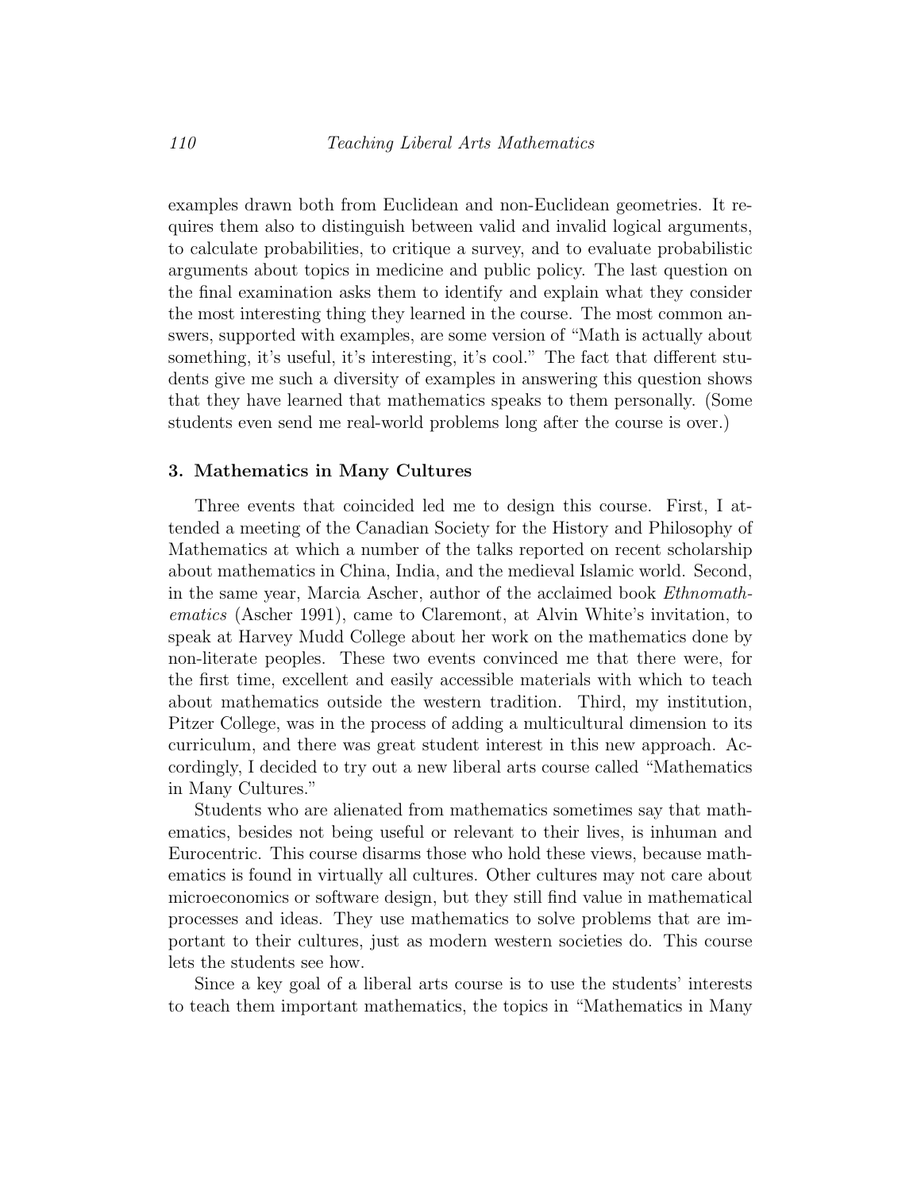examples drawn both from Euclidean and non-Euclidean geometries. It requires them also to distinguish between valid and invalid logical arguments, to calculate probabilities, to critique a survey, and to evaluate probabilistic arguments about topics in medicine and public policy. The last question on the final examination asks them to identify and explain what they consider the most interesting thing they learned in the course. The most common answers, supported with examples, are some version of "Math is actually about something, it's useful, it's interesting, it's cool." The fact that different students give me such a diversity of examples in answering this question shows that they have learned that mathematics speaks to them personally. (Some students even send me real-world problems long after the course is over.)

## 3. Mathematics in Many Cultures

Three events that coincided led me to design this course. First, I attended a meeting of the Canadian Society for the History and Philosophy of Mathematics at which a number of the talks reported on recent scholarship about mathematics in China, India, and the medieval Islamic world. Second, in the same year, Marcia Ascher, author of the acclaimed book *Ethnomathematics* (Ascher 1991), came to Claremont, at Alvin White's invitation, to speak at Harvey Mudd College about her work on the mathematics done by non-literate peoples. These two events convinced me that there were, for the first time, excellent and easily accessible materials with which to teach about mathematics outside the western tradition. Third, my institution, Pitzer College, was in the process of adding a multicultural dimension to its curriculum, and there was great student interest in this new approach. Accordingly, I decided to try out a new liberal arts course called "Mathematics in Many Cultures."

Students who are alienated from mathematics sometimes say that mathematics, besides not being useful or relevant to their lives, is inhuman and Eurocentric. This course disarms those who hold these views, because mathematics is found in virtually all cultures. Other cultures may not care about microeconomics or software design, but they still find value in mathematical processes and ideas. They use mathematics to solve problems that are important to their cultures, just as modern western societies do. This course lets the students see how.

Since a key goal of a liberal arts course is to use the students' interests to teach them important mathematics, the topics in "Mathematics in Many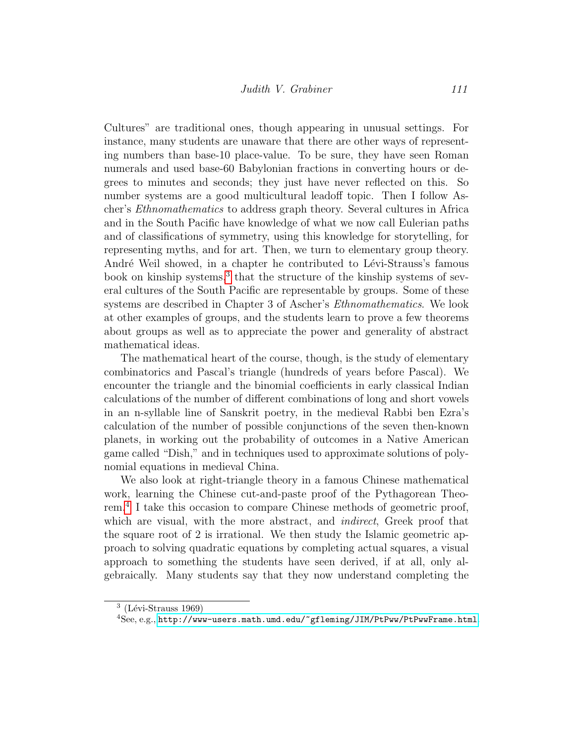Cultures" are traditional ones, though appearing in unusual settings. For instance, many students are unaware that there are other ways of representing numbers than base-10 place-value. To be sure, they have seen Roman numerals and used base-60 Babylonian fractions in converting hours or degrees to minutes and seconds; they just have never reflected on this. So number systems are a good multicultural leadoff topic. Then I follow Ascher's *Ethnomathematics* to address graph theory. Several cultures in Africa and in the South Pacific have knowledge of what we now call Eulerian paths and of classifications of symmetry, using this knowledge for storytelling, for representing myths, and for art. Then, we turn to elementary group theory. André Weil showed, in a chapter he contributed to Lévi-Strauss's famous book on kinship systems,[3] that the structure of the kinship systems of several cultures of the South Pacific are representable by groups. Some of these systems are described in Chapter 3 of Ascher's *Ethnomathematics*. We look at other examples of groups, and the students learn to prove a few theorems about groups as well as to appreciate the power and generality of abstract mathematical ideas.

The mathematical heart of the course, though, is the study of elementary combinatorics and Pascal's triangle (hundreds of years before Pascal). We encounter the triangle and the binomial coefficients in early classical Indian calculations of the number of different combinations of long and short vowels in an n-syllable line of Sanskrit poetry, in the medieval Rabbi ben Ezra's calculation of the number of possible conjunctions of the seven then-known planets, in working out the probability of outcomes in a Native American game called "Dish," and in techniques used to approximate solutions of polynomial equations in medieval China.

We also look at right-triangle theory in a famous Chinese mathematical work, learning the Chinese cut-and-paste proof of the Pythagorean Theorem.[4] I take this occasion to compare Chinese methods of geometric proof, which are visual, with the more abstract, and *indirect*, Greek proof that the square root of 2 is irrational. We then study the Islamic geometric approach to solving quadratic equations by completing actual squares, a visual approach to something the students have seen derived, if at all, only algebraically. Many students say that they now understand completing the

---

[3] (Lévi-Strauss 1969)

[4] See, e.g., http://www-users.math.umd.edu/~gfleming/JIM/PtPww/PtPwwFrame.html.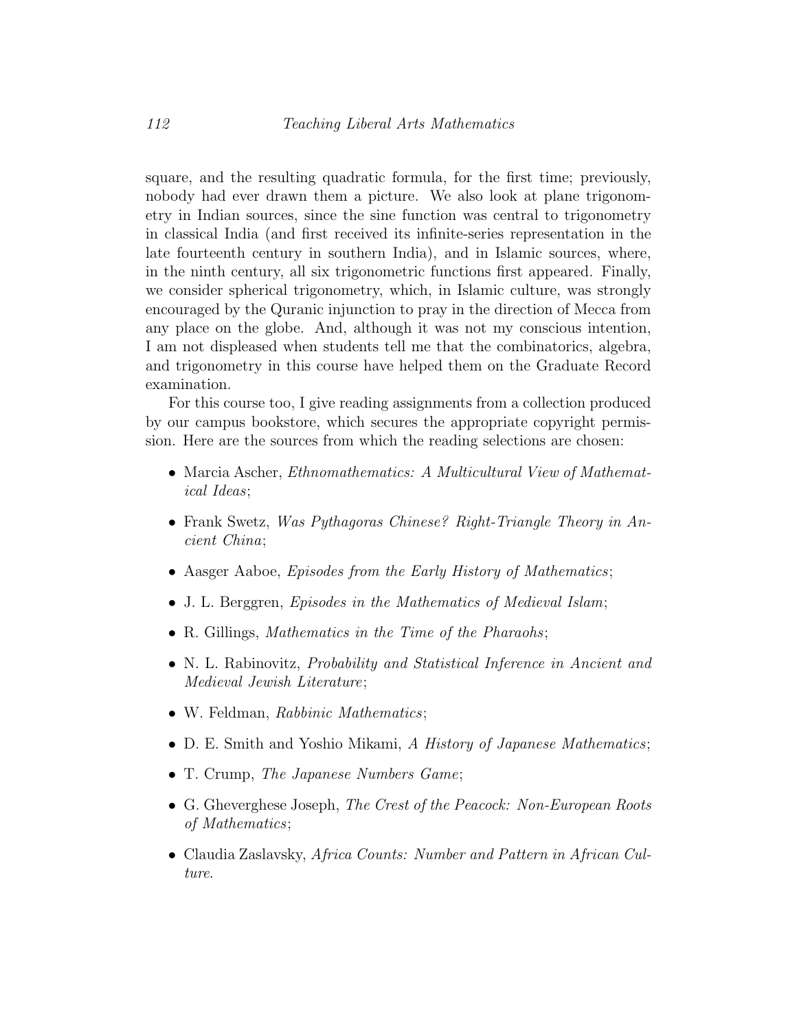square, and the resulting quadratic formula, for the first time; previously, nobody had ever drawn them a picture. We also look at plane trigonometry in Indian sources, since the sine function was central to trigonometry in classical India (and first received its infinite-series representation in the late fourteenth century in southern India), and in Islamic sources, where, in the ninth century, all six trigonometric functions first appeared. Finally, we consider spherical trigonometry, which, in Islamic culture, was strongly encouraged by the Quranic injunction to pray in the direction of Mecca from any place on the globe. And, although it was not my conscious intention, I am not displeased when students tell me that the combinatorics, algebra, and trigonometry in this course have helped them on the Graduate Record examination.

For this course too, I give reading assignments from a collection produced by our campus bookstore, which secures the appropriate copyright permission. Here are the sources from which the reading selections are chosen:

- Marcia Ascher, *Ethnomathematics: A Multicultural View of Mathematical Ideas*;
- Frank Swetz, *Was Pythagoras Chinese? Right-Triangle Theory in Ancient China*;
- Aasger Aaboe, *Episodes from the Early History of Mathematics*;
- J. L. Berggren, *Episodes in the Mathematics of Medieval Islam*;
- R. Gillings, *Mathematics in the Time of the Pharaohs*;
- N. L. Rabinovitz, *Probability and Statistical Inference in Ancient and Medieval Jewish Literature*;
- W. Feldman, *Rabbinic Mathematics*;
- D. E. Smith and Yoshio Mikami, *A History of Japanese Mathematics*;
- T. Crump, *The Japanese Numbers Game*;
- G. Gheverghese Joseph, *The Crest of the Peacock: Non-European Roots of Mathematics*;
- Claudia Zaslavsky, *Africa Counts: Number and Pattern in African Culture.*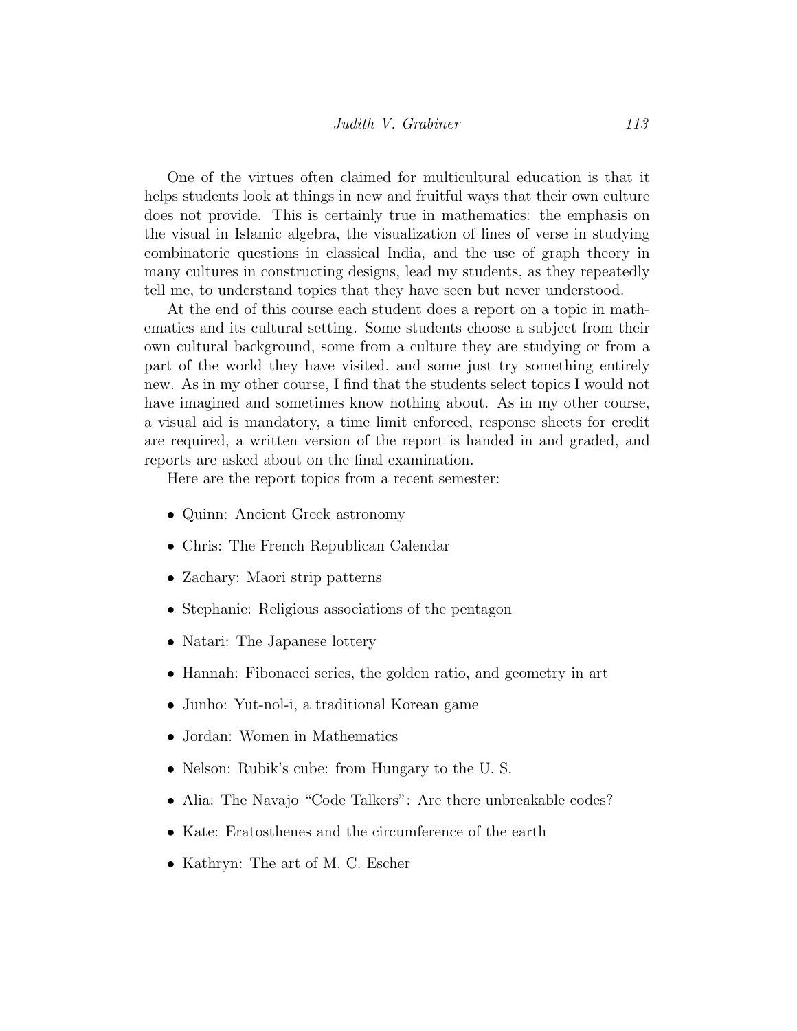One of the virtues often claimed for multicultural education is that it helps students look at things in new and fruitful ways that their own culture does not provide. This is certainly true in mathematics: the emphasis on the visual in Islamic algebra, the visualization of lines of verse in studying combinatoric questions in classical India, and the use of graph theory in many cultures in constructing designs, lead my students, as they repeatedly tell me, to understand topics that they have seen but never understood.

At the end of this course each student does a report on a topic in mathematics and its cultural setting. Some students choose a subject from their own cultural background, some from a culture they are studying or from a part of the world they have visited, and some just try something entirely new. As in my other course, I find that the students select topics I would not have imagined and sometimes know nothing about. As in my other course, a visual aid is mandatory, a time limit enforced, response sheets for credit are required, a written version of the report is handed in and graded, and reports are asked about on the final examination.

Here are the report topics from a recent semester:

- Quinn: Ancient Greek astronomy
- Chris: The French Republican Calendar
- Zachary: Maori strip patterns
- Stephanie: Religious associations of the pentagon
- Natari: The Japanese lottery
- Hannah: Fibonacci series, the golden ratio, and geometry in art
- Junho: Yut-nol-i, a traditional Korean game
- Jordan: Women in Mathematics
- Nelson: Rubik's cube: from Hungary to the U. S.
- Alia: The Navajo "Code Talkers": Are there unbreakable codes?
- Kate: Eratosthenes and the circumference of the earth
- Kathryn: The art of M. C. Escher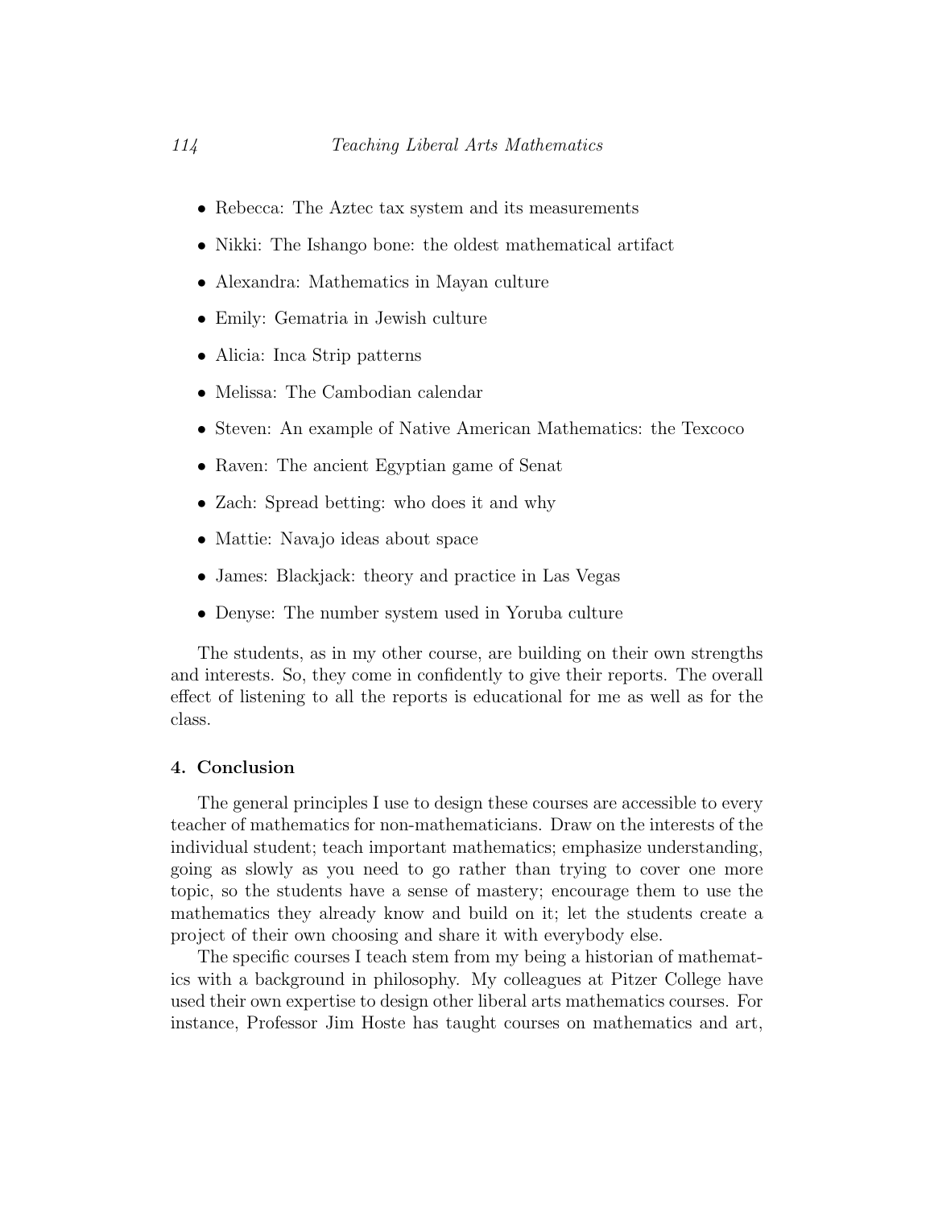- Rebecca: The Aztec tax system and its measurements
- Nikki: The Ishango bone: the oldest mathematical artifact
- Alexandra: Mathematics in Mayan culture
- Emily: Gematria in Jewish culture
- Alicia: Inca Strip patterns
- Melissa: The Cambodian calendar
- Steven: An example of Native American Mathematics: the Texcoco
- Raven: The ancient Egyptian game of Senat
- Zach: Spread betting: who does it and why
- Mattie: Navajo ideas about space
- James: Blackjack: theory and practice in Las Vegas
- Denyse: The number system used in Yoruba culture

The students, as in my other course, are building on their own strengths and interests. So, they come in confidently to give their reports. The overall effect of listening to all the reports is educational for me as well as for the class.

## 4. Conclusion

The general principles I use to design these courses are accessible to every teacher of mathematics for non-mathematicians. Draw on the interests of the individual student; teach important mathematics; emphasize understanding, going as slowly as you need to go rather than trying to cover one more topic, so the students have a sense of mastery; encourage them to use the mathematics they already know and build on it; let the students create a project of their own choosing and share it with everybody else.

The specific courses I teach stem from my being a historian of mathematics with a background in philosophy. My colleagues at Pitzer College have used their own expertise to design other liberal arts mathematics courses. For instance, Professor Jim Hoste has taught courses on mathematics and art,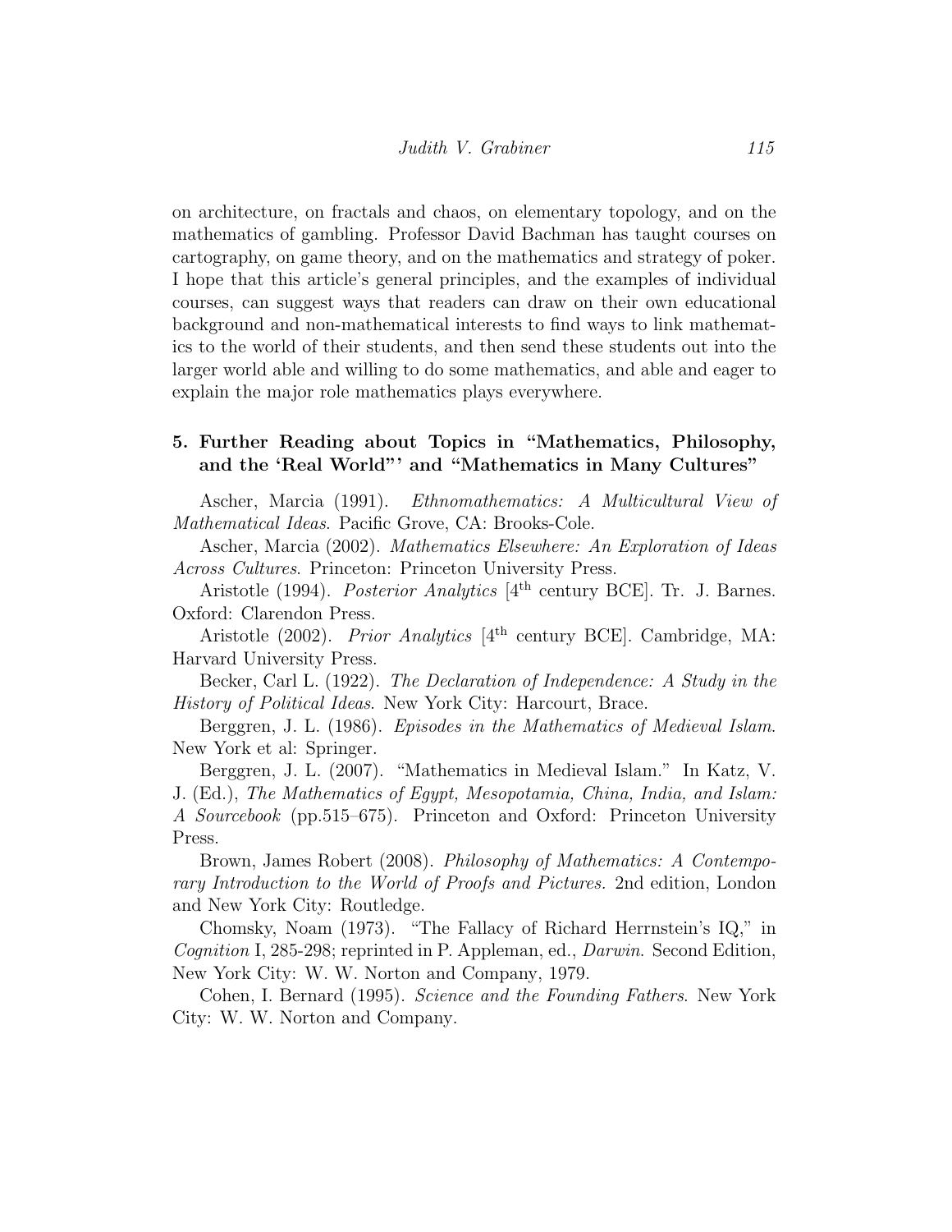on architecture, on fractals and chaos, on elementary topology, and on the mathematics of gambling. Professor David Bachman has taught courses on cartography, on game theory, and on the mathematics and strategy of poker. I hope that this article's general principles, and the examples of individual courses, can suggest ways that readers can draw on their own educational background and non-mathematical interests to find ways to link mathematics to the world of their students, and then send these students out into the larger world able and willing to do some mathematics, and able and eager to explain the major role mathematics plays everywhere.

## 5. Further Reading about Topics in "Mathematics, Philosophy, and the 'Real World"' and "Mathematics in Many Cultures"

Ascher, Marcia (1991). *Ethnomathematics: A Multicultural View of Mathematical Ideas*. Pacific Grove, CA: Brooks-Cole.

Ascher, Marcia (2002). *Mathematics Elsewhere: An Exploration of Ideas Across Cultures*. Princeton: Princeton University Press.

Aristotle (1994). *Posterior Analytics* [4th century BCE]. Tr. J. Barnes. Oxford: Clarendon Press.

Aristotle (2002). *Prior Analytics* [4th century BCE]. Cambridge, MA: Harvard University Press.

Becker, Carl L. (1922). *The Declaration of Independence: A Study in the History of Political Ideas*. New York City: Harcourt, Brace.

Berggren, J. L. (1986). *Episodes in the Mathematics of Medieval Islam*. New York et al: Springer.

Berggren, J. L. (2007). "Mathematics in Medieval Islam." In Katz, V. J. (Ed.), *The Mathematics of Egypt, Mesopotamia, China, India, and Islam: A Sourcebook* (pp.515–675). Princeton and Oxford: Princeton University Press.

Brown, James Robert (2008). *Philosophy of Mathematics: A Contemporary Introduction to the World of Proofs and Pictures.* 2nd edition, London and New York City: Routledge.

Chomsky, Noam (1973). "The Fallacy of Richard Herrnstein's IQ," in *Cognition* I, 285-298; reprinted in P. Appleman, ed., *Darwin*. Second Edition, New York City: W. W. Norton and Company, 1979.

Cohen, I. Bernard (1995). *Science and the Founding Fathers*. New York City: W. W. Norton and Company.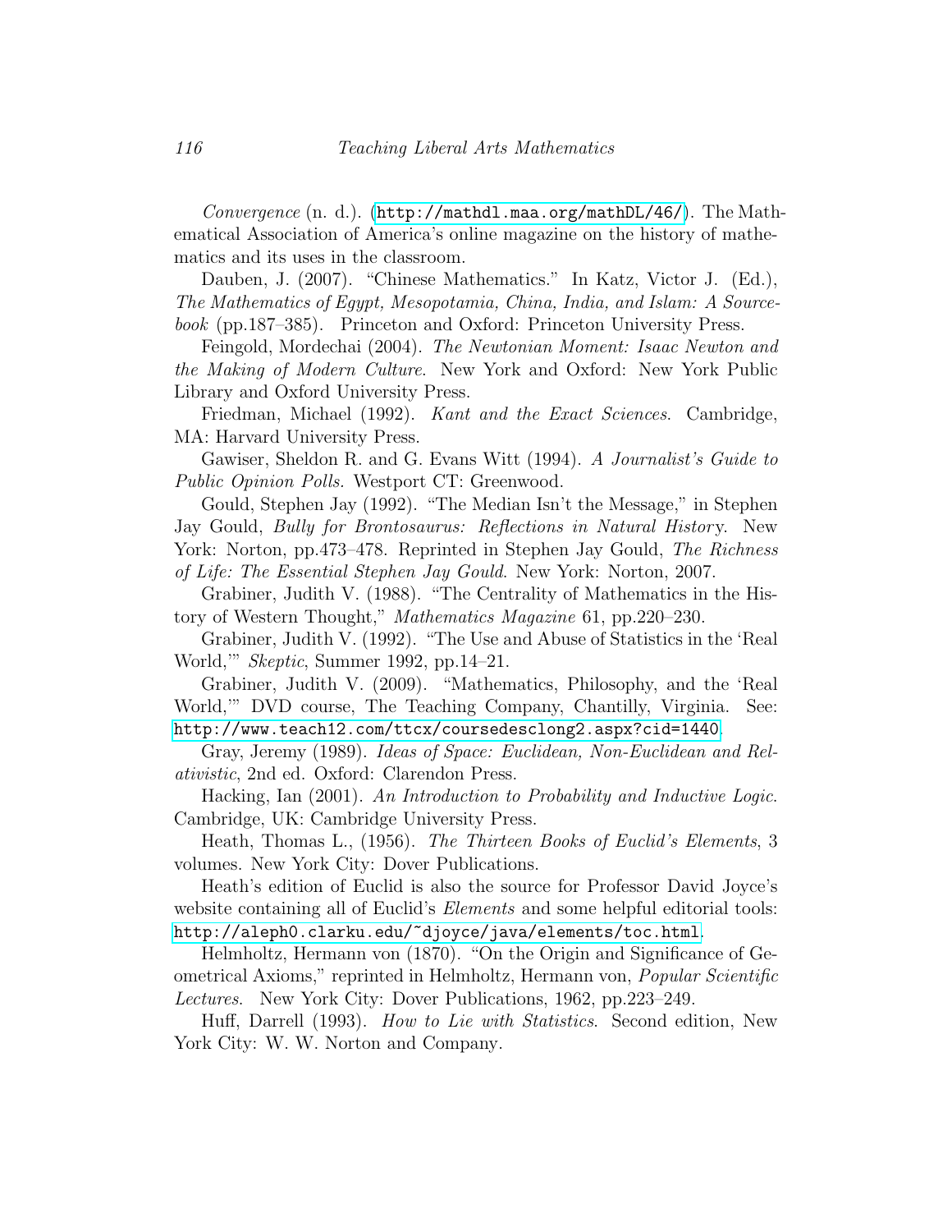*Convergence* (n. d.). (http://mathdl.maa.org/mathDL/46/). The Mathematical Association of America's online magazine on the history of mathematics and its uses in the classroom.

Dauben, J. (2007). "Chinese Mathematics." In Katz, Victor J. (Ed.), *The Mathematics of Egypt, Mesopotamia, China, India, and Islam: A Sourcebook* (pp.187–385). Princeton and Oxford: Princeton University Press.

Feingold, Mordechai (2004). *The Newtonian Moment: Isaac Newton and the Making of Modern Culture*. New York and Oxford: New York Public Library and Oxford University Press.

Friedman, Michael (1992). *Kant and the Exact Sciences*. Cambridge, MA: Harvard University Press.

Gawiser, Sheldon R. and G. Evans Witt (1994). *A Journalist's Guide to Public Opinion Polls.* Westport CT: Greenwood.

Gould, Stephen Jay (1992). "The Median Isn't the Message," in Stephen Jay Gould, *Bully for Brontosaurus: Reflections in Natural History*. New York: Norton, pp.473–478. Reprinted in Stephen Jay Gould, *The Richness of Life: The Essential Stephen Jay Gould*. New York: Norton, 2007.

Grabiner, Judith V. (1988). "The Centrality of Mathematics in the History of Western Thought," *Mathematics Magazine* 61, pp.220–230.

Grabiner, Judith V. (1992). "The Use and Abuse of Statistics in the 'Real World,'" *Skeptic*, Summer 1992, pp.14–21.

Grabiner, Judith V. (2009). "Mathematics, Philosophy, and the 'Real World,'" DVD course, The Teaching Company, Chantilly, Virginia. See: http://www.teach12.com/ttcx/coursedesclong2.aspx?cid=1440.

Gray, Jeremy (1989). *Ideas of Space: Euclidean, Non-Euclidean and Relativistic*, 2nd ed. Oxford: Clarendon Press.

Hacking, Ian (2001). *An Introduction to Probability and Inductive Logic*. Cambridge, UK: Cambridge University Press.

Heath, Thomas L., (1956). *The Thirteen Books of Euclid's Elements*, 3 volumes. New York City: Dover Publications.

Heath's edition of Euclid is also the source for Professor David Joyce's website containing all of Euclid's *Elements* and some helpful editorial tools: http://aleph0.clarku.edu/~djoyce/java/elements/toc.html.

Helmholtz, Hermann von (1870). "On the Origin and Significance of Geometrical Axioms," reprinted in Helmholtz, Hermann von, *Popular Scientific Lectures*. New York City: Dover Publications, 1962, pp.223–249.

Huff, Darrell (1993). *How to Lie with Statistics*. Second edition, New York City: W. W. Norton and Company.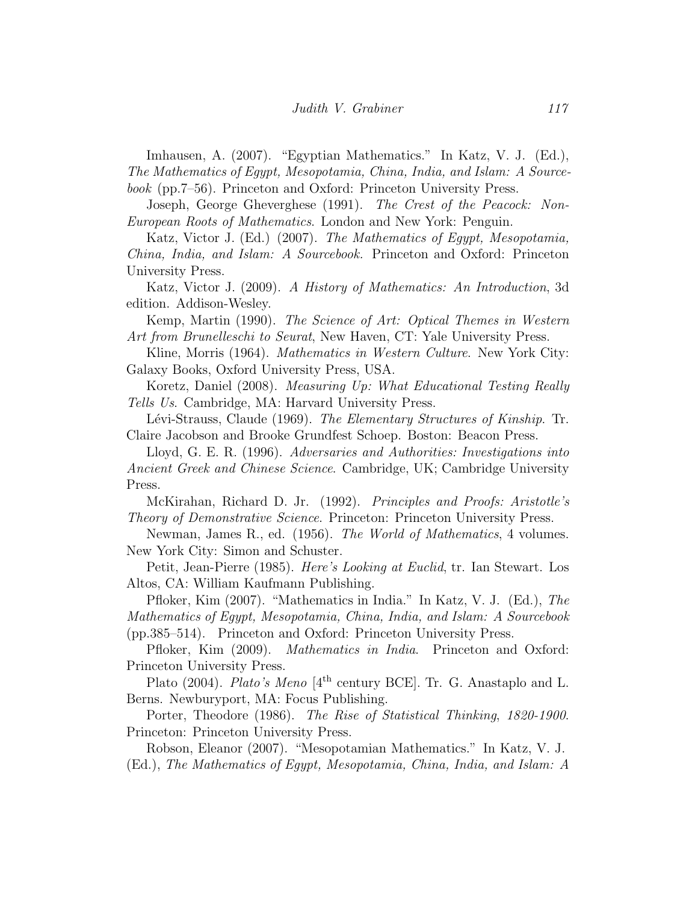Imhausen, A. (2007). "Egyptian Mathematics." In Katz, V. J. (Ed.), *The Mathematics of Egypt, Mesopotamia, China, India, and Islam: A Sourcebook* (pp.7–56). Princeton and Oxford: Princeton University Press.

Joseph, George Gheverghese (1991). *The Crest of the Peacock: Non-European Roots of Mathematics*. London and New York: Penguin.

Katz, Victor J. (Ed.) (2007). *The Mathematics of Egypt, Mesopotamia, China, India, and Islam: A Sourcebook.* Princeton and Oxford: Princeton University Press.

Katz, Victor J. (2009). *A History of Mathematics: An Introduction*, 3d edition. Addison-Wesley.

Kemp, Martin (1990). *The Science of Art: Optical Themes in Western Art from Brunelleschi to Seurat*, New Haven, CT: Yale University Press.

Kline, Morris (1964). *Mathematics in Western Culture*. New York City: Galaxy Books, Oxford University Press, USA.

Koretz, Daniel (2008). *Measuring Up: What Educational Testing Really Tells Us*. Cambridge, MA: Harvard University Press.

Lévi-Strauss, Claude (1969). *The Elementary Structures of Kinship*. Tr. Claire Jacobson and Brooke Grundfest Schoep. Boston: Beacon Press.

Lloyd, G. E. R. (1996). *Adversaries and Authorities: Investigations into Ancient Greek and Chinese Science*. Cambridge, UK; Cambridge University Press.

McKirahan, Richard D. Jr. (1992). *Principles and Proofs: Aristotle's Theory of Demonstrative Science*. Princeton: Princeton University Press.

Newman, James R., ed. (1956). *The World of Mathematics*, 4 volumes. New York City: Simon and Schuster.

Petit, Jean-Pierre (1985). *Here's Looking at Euclid*, tr. Ian Stewart. Los Altos, CA: William Kaufmann Publishing.

Pfloker, Kim (2007). "Mathematics in India." In Katz, V. J. (Ed.), *The Mathematics of Egypt, Mesopotamia, China, India, and Islam: A Sourcebook* (pp.385–514). Princeton and Oxford: Princeton University Press.

Pfloker, Kim (2009). *Mathematics in India*. Princeton and Oxford: Princeton University Press.

Plato (2004). *Plato's Meno* [4th century BCE]. Tr. G. Anastaplo and L. Berns. Newburyport, MA: Focus Publishing.

Porter, Theodore (1986). *The Rise of Statistical Thinking, 1820-1900*. Princeton: Princeton University Press.

Robson, Eleanor (2007). "Mesopotamian Mathematics." In Katz, V. J. (Ed.), *The Mathematics of Egypt, Mesopotamia, China, India, and Islam: A*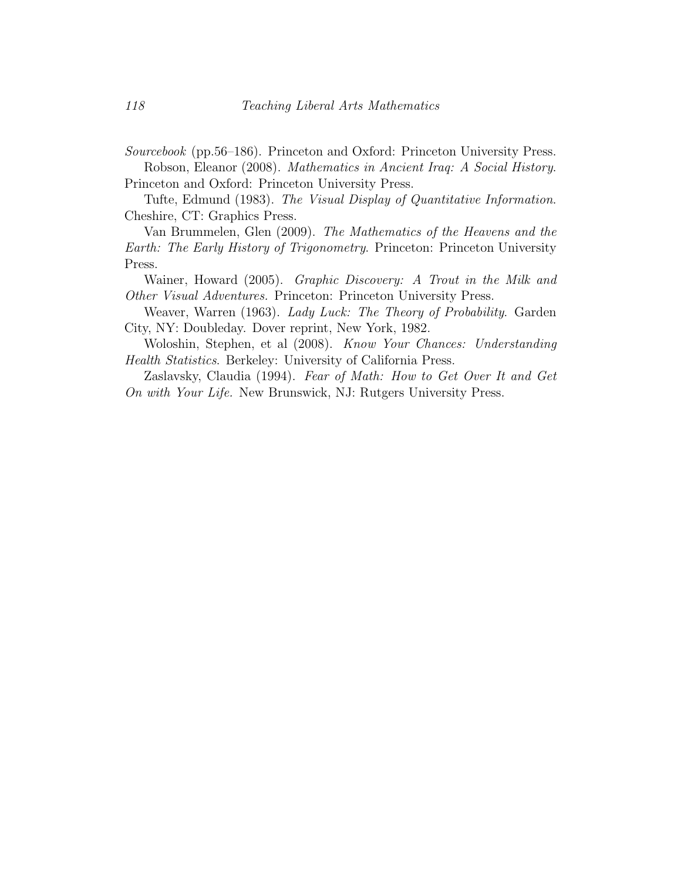*Sourcebook* (pp.56–186). Princeton and Oxford: Princeton University Press.

Robson, Eleanor (2008). *Mathematics in Ancient Iraq: A Social History*. Princeton and Oxford: Princeton University Press.

Tufte, Edmund (1983). *The Visual Display of Quantitative Information*. Cheshire, CT: Graphics Press.

Van Brummelen, Glen (2009). *The Mathematics of the Heavens and the Earth: The Early History of Trigonometry*. Princeton: Princeton University Press.

Wainer, Howard (2005). *Graphic Discovery: A Trout in the Milk and Other Visual Adventures.* Princeton: Princeton University Press.

Weaver, Warren (1963). *Lady Luck: The Theory of Probability*. Garden City, NY: Doubleday. Dover reprint, New York, 1982.

Woloshin, Stephen, et al (2008). *Know Your Chances: Understanding Health Statistics*. Berkeley: University of California Press.

Zaslavsky, Claudia (1994). *Fear of Math: How to Get Over It and Get On with Your Life.* New Brunswick, NJ: Rutgers University Press.